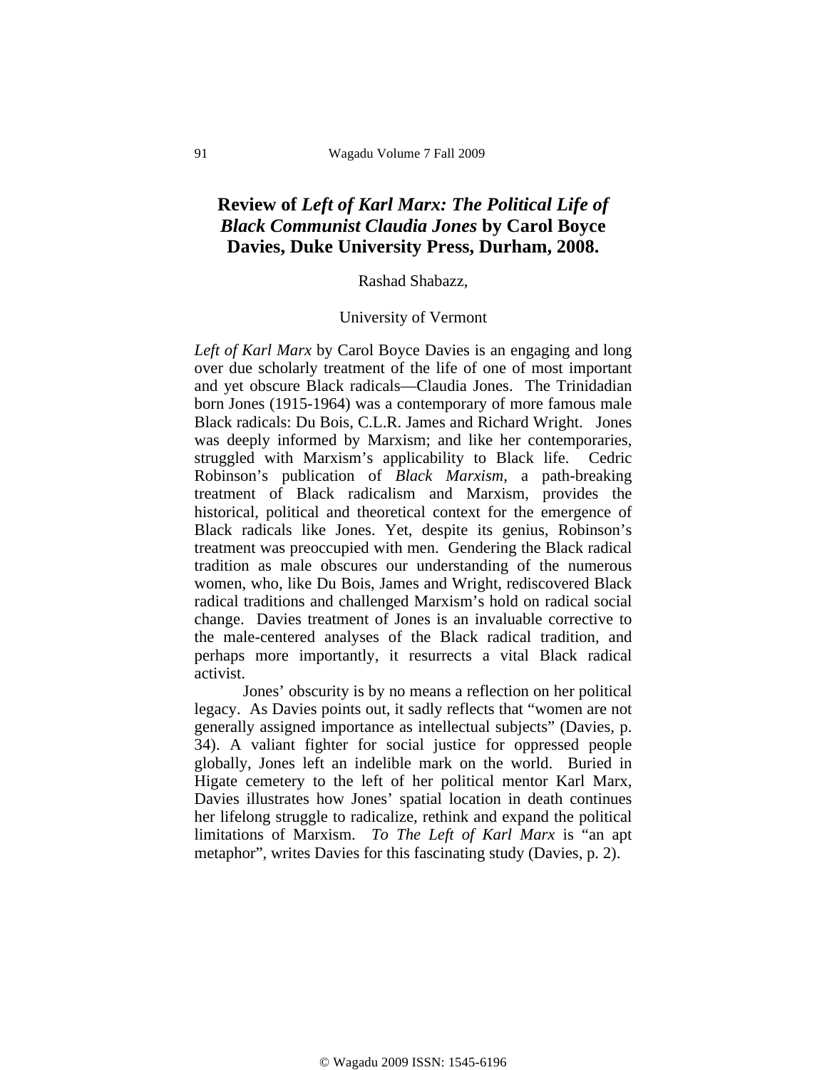# Review of *Left of Karl Marx: The Political Life of Black Communist Claudia Jones* by Carol Boyce Davies, Duke University Press, Durham, 2008.

Rashad Shabazz,

University of Vermont

*Left of Karl Marx* by Carol Boyce Davies is an engaging and long over due scholarly treatment of the life of one of most important and yet obscure Black radicals—Claudia Jones. The Trinidadian born Jones (1915-1964) was a contemporary of more famous male Black radicals: Du Bois, C.L.R. James and Richard Wright. Jones was deeply informed by Marxism; and like her contemporaries, struggled with Marxism's applicability to Black life. Cedric Robinson's publication of *Black Marxism*, a path-breaking treatment of Black radicalism and Marxism, provides the historical, political and theoretical context for the emergence of Black radicals like Jones. Yet, despite its genius, Robinson's treatment was preoccupied with men. Gendering the Black radical tradition as male obscures our understanding of the numerous women, who, like Du Bois, James and Wright, rediscovered Black radical traditions and challenged Marxism's hold on radical social change. Davies treatment of Jones is an invaluable corrective to the male-centered analyses of the Black radical tradition, and perhaps more importantly, it resurrects a vital Black radical activist.

Jones' obscurity is by no means a reflection on her political legacy. As Davies points out, it sadly reflects that "women are not generally assigned importance as intellectual subjects" (Davies, p. 34). A valiant fighter for social justice for oppressed people globally, Jones left an indelible mark on the world. Buried in Higate cemetery to the left of her political mentor Karl Marx, Davies illustrates how Jones' spatial location in death continues her lifelong struggle to radicalize, rethink and expand the political limitations of Marxism. *To The Left of Karl Marx* is "an apt metaphor", writes Davies for this fascinating study (Davies, p. 2).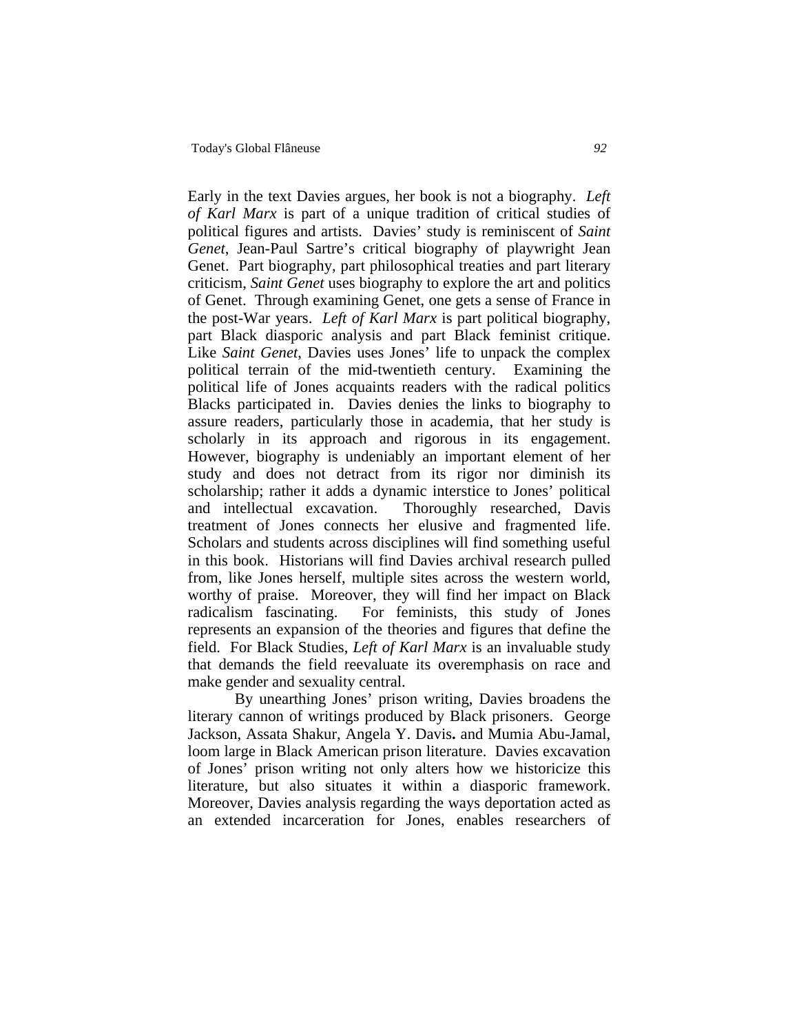Early in the text Davies argues, her book is not a biography. *Left of Karl Marx* is part of a unique tradition of critical studies of political figures and artists. Davies' study is reminiscent of *Saint Genet*, Jean-Paul Sartre's critical biography of playwright Jean Genet. Part biography, part philosophical treaties and part literary criticism, *Saint Genet* uses biography to explore the art and politics of Genet. Through examining Genet, one gets a sense of France in the post-War years. *Left of Karl Marx* is part political biography, part Black diasporic analysis and part Black feminist critique. Like *Saint Genet*, Davies uses Jones' life to unpack the complex political terrain of the mid-twentieth century. Examining the political life of Jones acquaints readers with the radical politics Blacks participated in. Davies denies the links to biography to assure readers, particularly those in academia, that her study is scholarly in its approach and rigorous in its engagement. However, biography is undeniably an important element of her study and does not detract from its rigor nor diminish its scholarship; rather it adds a dynamic interstice to Jones' political and intellectual excavation. Thoroughly researched, Davis treatment of Jones connects her elusive and fragmented life. Scholars and students across disciplines will find something useful in this book. Historians will find Davies archival research pulled from, like Jones herself, multiple sites across the western world, worthy of praise. Moreover, they will find her impact on Black radicalism fascinating. For feminists, this study of Jones represents an expansion of the theories and figures that define the field. For Black Studies, *Left of Karl Marx* is an invaluable study that demands the field reevaluate its overemphasis on race and make gender and sexuality central.

By unearthing Jones' prison writing, Davies broadens the literary cannon of writings produced by Black prisoners. George Jackson, Assata Shakur, Angela Y. Davis**.** and Mumia Abu-Jamal, loom large in Black American prison literature. Davies excavation of Jones' prison writing not only alters how we historicize this literature, but also situates it within a diasporic framework. Moreover, Davies analysis regarding the ways deportation acted as an extended incarceration for Jones, enables researchers of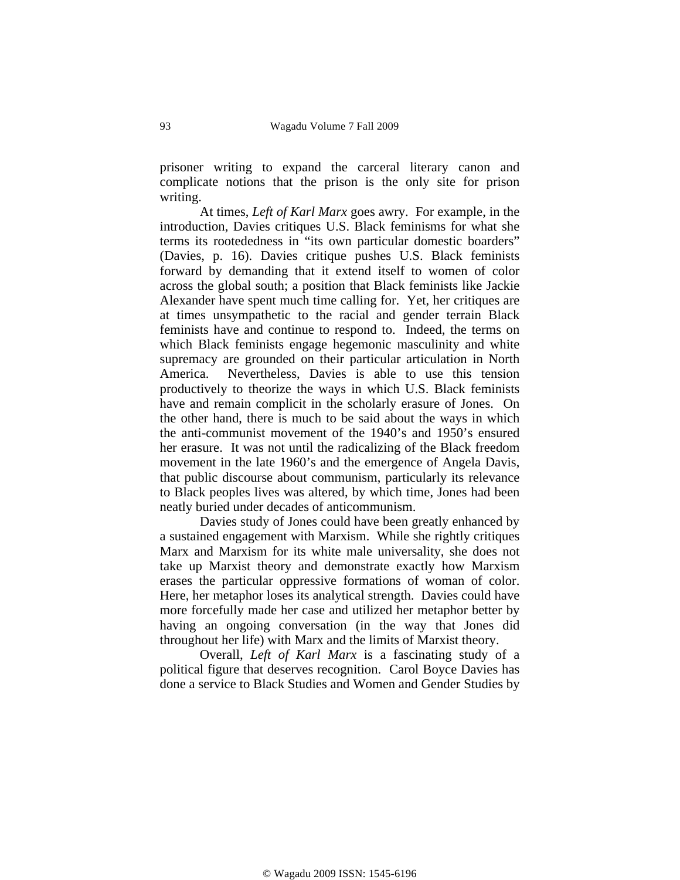prisoner writing to expand the carceral literary canon and complicate notions that the prison is the only site for prison writing.

At times, *Left of Karl Marx* goes awry. For example, in the introduction, Davies critiques U.S. Black feminisms for what she terms its rootededness in "its own particular domestic boarders" (Davies, p. 16). Davies critique pushes U.S. Black feminists forward by demanding that it extend itself to women of color across the global south; a position that Black feminists like Jackie Alexander have spent much time calling for. Yet, her critiques are at times unsympathetic to the racial and gender terrain Black feminists have and continue to respond to. Indeed, the terms on which Black feminists engage hegemonic masculinity and white supremacy are grounded on their particular articulation in North America. Nevertheless, Davies is able to use this tension productively to theorize the ways in which U.S. Black feminists have and remain complicit in the scholarly erasure of Jones. On the other hand, there is much to be said about the ways in which the anti-communist movement of the 1940's and 1950's ensured her erasure. It was not until the radicalizing of the Black freedom movement in the late 1960's and the emergence of Angela Davis, that public discourse about communism, particularly its relevance to Black peoples lives was altered, by which time, Jones had been neatly buried under decades of anticommunism.

Davies study of Jones could have been greatly enhanced by a sustained engagement with Marxism. While she rightly critiques Marx and Marxism for its white male universality, she does not take up Marxist theory and demonstrate exactly how Marxism erases the particular oppressive formations of woman of color. Here, her metaphor loses its analytical strength. Davies could have more forcefully made her case and utilized her metaphor better by having an ongoing conversation (in the way that Jones did throughout her life) with Marx and the limits of Marxist theory.

Overall, *Left of Karl Marx* is a fascinating study of a political figure that deserves recognition. Carol Boyce Davies has done a service to Black Studies and Women and Gender Studies by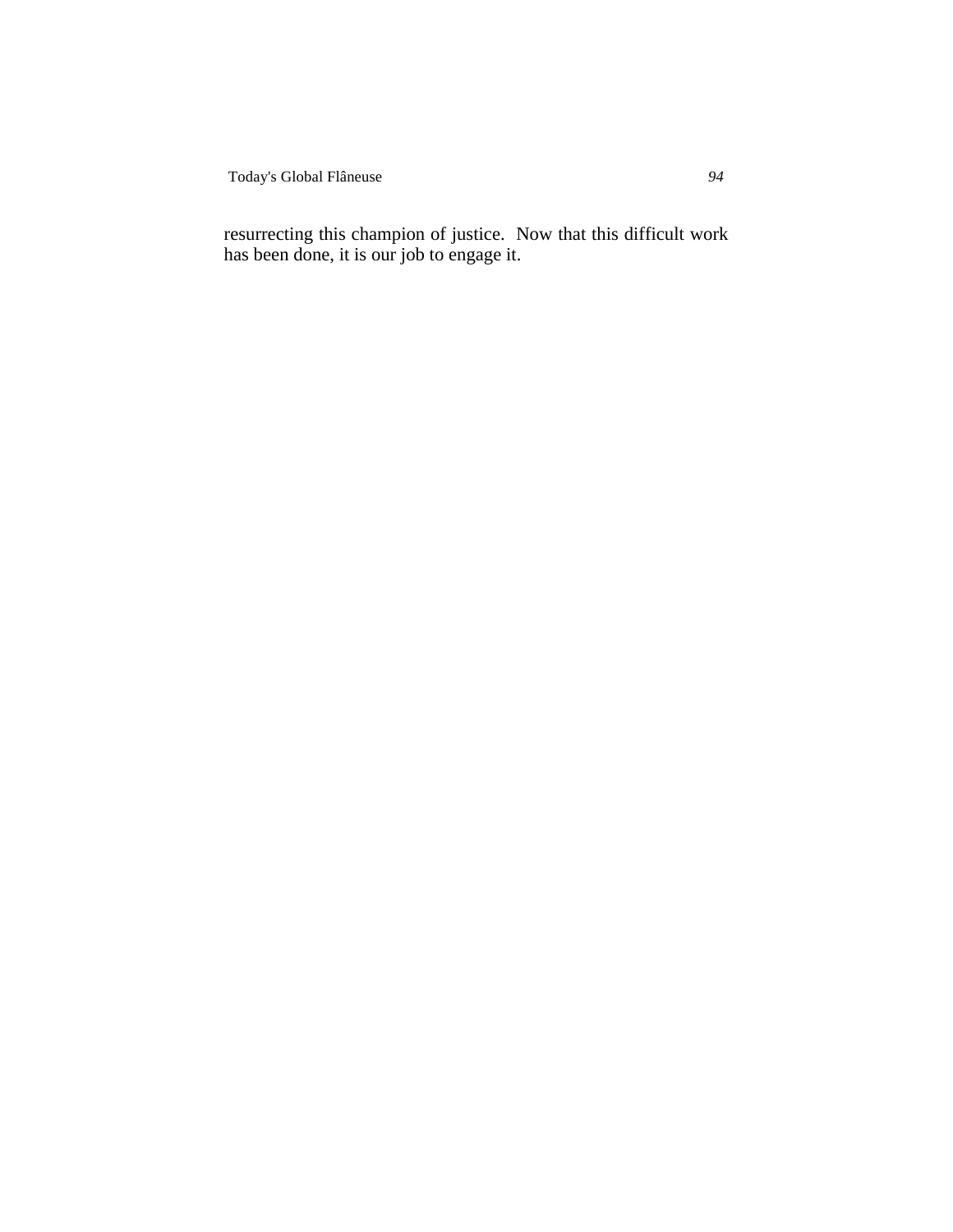resurrecting this champion of justice. Now that this difficult work has been done, it is our job to engage it.